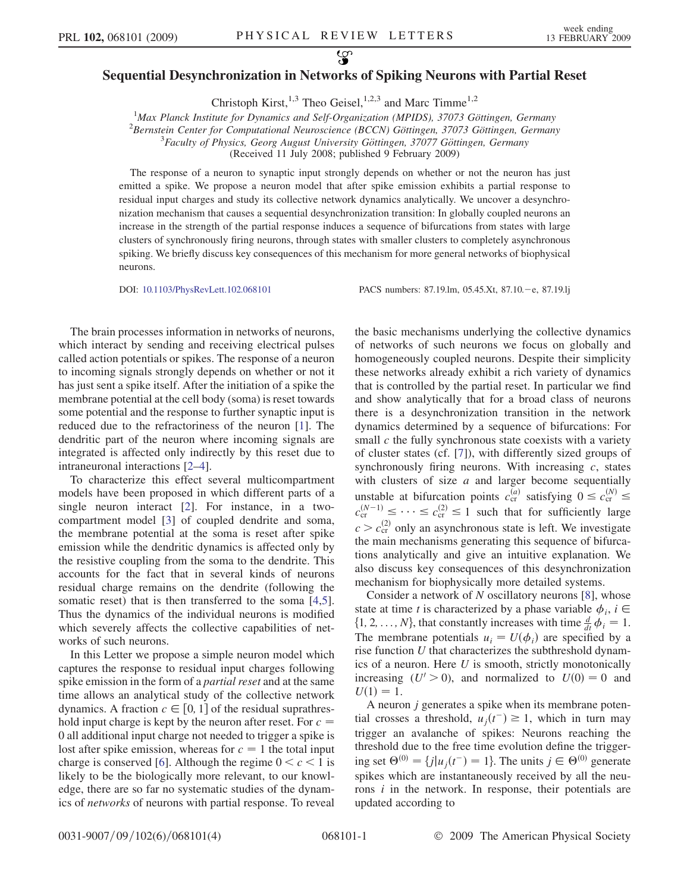# Sequential Desynchronization in Networks of Spiking Neurons with Partial Reset

Christoph Kirst,[1,3] Theo Geisel,[1,2,3] and Marc Timme[1,2]

[1] Max Planck Institute for Dynamics and Self-Organization (MPIDS), 37073 Göttingen, Germany
[2] Bernstein Center for Computational Neuroscience (BCCN) Göttingen, 37073 Göttingen, Germany
[3] Faculty of Physics, Georg August University Göttingen, 37077 Göttingen, Germany

(Received 11 July 2008; published 9 February 2009)

The response of a neuron to synaptic input strongly depends on whether or not the neuron has just emitted a spike. We propose a neuron model that after spike emission exhibits a partial response to residual input charges and study its collective network dynamics analytically. We uncover a desynchronization mechanism that causes a sequential desynchronization transition: In globally coupled neurons an increase in the strength of the partial response induces a sequence of bifurcations from states with large clusters of synchronously firing neurons, through states with smaller clusters to completely asynchronous spiking. We briefly discuss key consequences of this mechanism for more general networks of biophysical neurons.

DOI: 10.1103/PhysRevLett.102.068101 PACS numbers: 87.19.lm, 05.45.Xt, 87.10.−e, 87.19.lj

The brain processes information in networks of neurons, which interact by sending and receiving electrical pulses called action potentials or spikes. The response of a neuron to incoming signals strongly depends on whether or not it has just sent a spike itself. After the initiation of a spike the membrane potential at the cell body (soma) is reset towards some potential and the response to further synaptic input is reduced due to the refractoriness of the neuron [1]. The dendritic part of the neuron where incoming signals are integrated is affected only indirectly by this reset due to intraneuronal interactions [2–4].

To characterize this effect several multicompartment models have been proposed in which different parts of a single neuron interact [2]. For instance, in a two-compartment model [3] of coupled dendrite and soma, the membrane potential at the soma is reset after spike emission while the dendritic dynamics is affected only by the resistive coupling from the soma to the dendrite. This accounts for the fact that in several kinds of neurons residual charge remains on the dendrite (following the somatic reset) that is then transferred to the soma [4,5]. Thus the dynamics of the individual neurons is modified which severely affects the collective capabilities of networks of such neurons.

In this Letter we propose a simple neuron model which captures the response to residual input charges following spike emission in the form of a *partial reset* and at the same time allows an analytical study of the collective network dynamics. A fraction $c \in [0, 1]$ of the residual suprathreshold input charge is kept by the neuron after reset. For $c = 0$ all additional input charge not needed to trigger a spike is lost after spike emission, whereas for $c = 1$ the total input charge is conserved [6]. Although the regime $0 < c < 1$ is likely to be the biologically more relevant, to our knowledge, there are so far no systematic studies of the dynamics of *networks* of neurons with partial response. To reveal the basic mechanisms underlying the collective dynamics of networks of such neurons we focus on globally and homogeneously coupled neurons. Despite their simplicity these networks already exhibit a rich variety of dynamics that is controlled by the partial reset. In particular we find and show analytically that for a broad class of neurons there is a desynchronization transition in the network dynamics determined by a sequence of bifurcations: For small $c$ the fully synchronous state coexists with a variety of cluster states (cf. [7]), with differently sized groups of synchronously firing neurons. With increasing $c$, states with clusters of size $a$ and larger become sequentially unstable at bifurcation points $c_{\mathrm{cr}}^{(a)}$ satisfying $0 \leq c_{\mathrm{cr}}^{(N)} \leq c_{\mathrm{cr}}^{(N-1)} \leq \cdots \leq c_{\mathrm{cr}}^{(2)} \leq 1$ such that for sufficiently large $c > c_{\mathrm{cr}}^{(2)}$ only an asynchronous state is left. We investigate the main mechanisms generating this sequence of bifurcations analytically and give an intuitive explanation. We also discuss key consequences of this desynchronization mechanism for biophysically more detailed systems.

Consider a network of $N$ oscillatory neurons [8], whose state at time $t$ is characterized by a phase variable $\phi_i$, $i \in \{1, 2, \ldots, N\}$, that constantly increases with time $\frac{d}{dt}\phi_i = 1$. The membrane potentials $u_i = U(\phi_i)$ are specified by a rise function $U$ that characterizes the subthreshold dynamics of a neuron. Here $U$ is smooth, strictly monotonically increasing ($U' > 0$), and normalized to $U(0) = 0$ and $U(1) = 1$.

A neuron $j$ generates a spike when its membrane potential crosses a threshold, $u_j(t^-) \geq 1$, which in turn may trigger an avalanche of spikes: Neurons reaching the threshold due to the free time evolution define the triggering set $\Theta^{(0)} = \{j | u_j(t^-) = 1\}$. The units $j \in \Theta^{(0)}$ generate spikes which are instantaneously received by all the neurons $i$ in the network. In response, their potentials are updated according to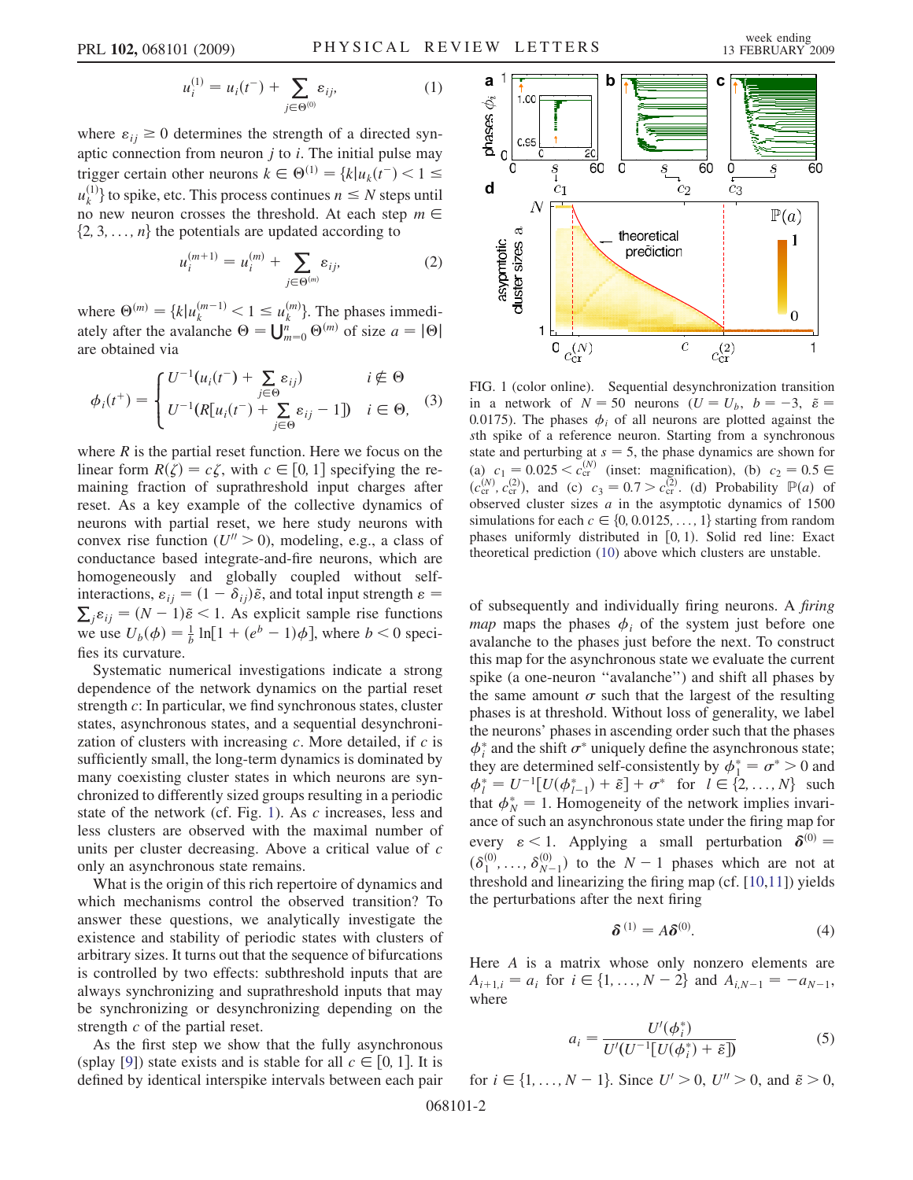$$u_i^{(1)} = u_i(t^-) + \sum_{j\in\Theta^{(0)}} \varepsilon_{ij}, \tag{1}$$

where $\varepsilon_{ij} \geq 0$ determines the strength of a directed synaptic connection from neuron $j$ to $i$. The initial pulse may trigger certain other neurons $k \in \Theta^{(1)} = \{k | u_k(t^-) < 1 \leq u_k^{(1)}\}$ to spike, etc. This process continues $n \leq N$ steps until no new neuron crosses the threshold. At each step $m \in \{2, 3, \ldots, n\}$ the potentials are updated according to

$$u_i^{(m+1)} = u_i^{(m)} + \sum_{j\in\Theta^{(m)}} \varepsilon_{ij}, \tag{2}$$

where $\Theta^{(m)} = \{k | u_k^{(m-1)} < 1 \leq u_k^{(m)}\}$. The phases immediately after the avalanche $\Theta = \bigcup_{m=0}^{n} \Theta^{(m)}$ of size $a = |\Theta|$ are obtained via

$$\phi_i(t^+) = \begin{cases} U^{-1}(u_i(t^-) + \sum_{j\in\Theta} \varepsilon_{ij}) & i \notin \Theta \\ U^{-1}(R[u_i(t^-) + \sum_{j\in\Theta} \varepsilon_{ij} - 1]) & i \in \Theta, \end{cases} \tag{3}$$

where $R$ is the partial reset function. Here we focus on the linear form $R(\zeta) = c\zeta$, with $c \in [0, 1]$ specifying the remaining fraction of suprathreshold input charges after reset. As a key example of the collective dynamics of neurons with partial reset, we here study neurons with convex rise function ($U'' > 0$), modeling, e.g., a class of conductance based integrate-and-fire neurons, which are homogeneously and globally coupled without self-interactions, $\varepsilon_{ij} = (1 - \delta_{ij})\tilde{\varepsilon}$, and total input strength $\varepsilon = \sum_j \varepsilon_{ij} = (N - 1)\tilde{\varepsilon} < 1$. As explicit sample rise functions we use $U_b(\phi) = \frac{1}{b}\ln[1 + (e^b - 1)\phi]$, where $b < 0$ specifies its curvature.

Systematic numerical investigations indicate a strong dependence of the network dynamics on the partial reset strength $c$: In particular, we find synchronous states, cluster states, asynchronous states, and a sequential desynchronization of clusters with increasing $c$. More detailed, if $c$ is sufficiently small, the long-term dynamics is dominated by many coexisting cluster states in which neurons are synchronized to differently sized groups resulting in a periodic state of the network (cf. Fig. 1). As $c$ increases, less and less clusters are observed with the maximal number of units per cluster decreasing. Above a critical value of $c$ only an asynchronous state remains.

What is the origin of this rich repertoire of dynamics and which mechanisms control the observed transition? To answer these questions, we analytically investigate the existence and stability of periodic states with clusters of arbitrary sizes. It turns out that the sequence of bifurcations is controlled by two effects: subthreshold inputs that are always synchronizing and suprathreshold inputs that may be synchronizing or desynchronizing depending on the strength $c$ of the partial reset.

As the first step we show that the fully asynchronous (splay [9]) state exists and is stable for all $c \in [0, 1]$. It is defined by identical interspike intervals between each pair of subsequently and individually firing neurons. A *firing map* maps the phases $\phi_i$ of the system just before one avalanche to the phases just before the next. To construct this map for the asynchronous state we evaluate the current spike (a one-neuron "avalanche") and shift all phases by the same amount $\sigma$ such that the largest of the resulting phases is at threshold. Without loss of generality, we label the neurons' phases in ascending order such that the phases $\phi_i^*$ and the shift $\sigma^*$ uniquely define the asynchronous state; they are determined self-consistently by $\phi_1^* = \sigma^* > 0$ and $\phi_l^* = U^{-1}[U(\phi_{l-1}^*) + \tilde{\varepsilon}] + \sigma^*$ for $l \in \{2, \ldots, N\}$ such that $\phi_N^* = 1$. Homogeneity of the network implies invariance of such an asynchronous state under the firing map for every $\varepsilon < 1$. Applying a small perturbation $\boldsymbol{\delta}^{(0)} = (\delta_1^{(0)}, \ldots, \delta_{N-1}^{(0)})$ to the $N - 1$ phases which are not at threshold and linearizing the firing map (cf. [10,11]) yields the perturbations after the next firing

$$\boldsymbol{\delta}^{(1)} = A\boldsymbol{\delta}^{(0)}. \tag{4}$$

Here $A$ is a matrix whose only nonzero elements are $A_{i+1,i} = a_i$ for $i \in \{1, \ldots, N - 2\}$ and $A_{i,N-1} = -a_{N-1}$, where

$$a_i = \frac{U'(\phi_i^*)}{U'(U^{-1}[U(\phi_i^*) + \tilde{\varepsilon}])} \tag{5}$$

for $i \in \{1, \ldots, N - 1\}$. Since $U' > 0$, $U'' > 0$, and $\tilde{\varepsilon} > 0$,

FIG. 1 (color online). Sequential desynchronization transition in a network of $N = 50$ neurons ($U = U_b$, $b = -3$, $\tilde{\varepsilon} = 0.0175$). The phases $\phi_i$ of all neurons are plotted against the $s$th spike of a reference neuron. Starting from a synchronous state and perturbing at $s = 5$, the phase dynamics are shown for (a) $c_1 = 0.025 < c_{\rm cr}^{(N)}$ (inset: magnification), (b) $c_2 = 0.5 \in (c_{\rm cr}^{(N)}, c_{\rm cr}^{(2)})$, and (c) $c_3 = 0.7 > c_{\rm cr}^{(2)}$. (d) Probability $\mathbb{P}(a)$ of observed cluster sizes $a$ in the asymptotic dynamics of 1500 simulations for each $c \in \{0, 0.0125, \ldots, 1\}$ starting from random phases uniformly distributed in $[0, 1)$. Solid red line: Exact theoretical prediction (10) above which clusters are unstable.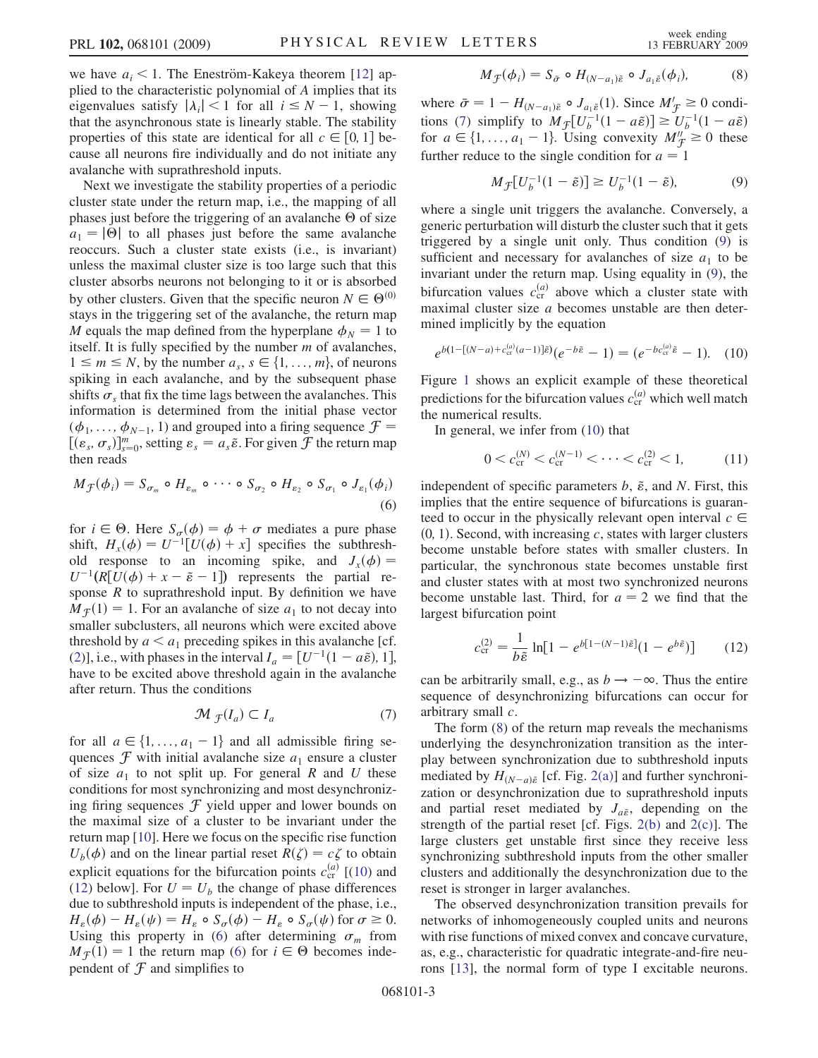we have $a_i < 1$. The Eneström-Kakeya theorem [12] applied to the characteristic polynomial of $A$ implies that its eigenvalues satisfy $|\lambda_i| < 1$ for all $i \leq N - 1$, showing that the asynchronous state is linearly stable. The stability properties of this state are identical for all $c \in [0, 1]$ because all neurons fire individually and do not initiate any avalanche with suprathreshold inputs.

Next we investigate the stability properties of a periodic cluster state under the return map, i.e., the mapping of all phases just before the triggering of an avalanche $\Theta$ of size $a_1 = |\Theta|$ to all phases just before the same avalanche reoccurs. Such a cluster state exists (i.e., is invariant) unless the maximal cluster size is too large such that this cluster absorbs neurons not belonging to it or is absorbed by other clusters. Given that the specific neuron $N \in \Theta^{(0)}$ stays in the triggering set of the avalanche, the return map $M$ equals the map defined from the hyperplane $\phi_N = 1$ to itself. It is fully specified by the number $m$ of avalanches, $1 \leq m \leq N$, by the number $a_s$, $s \in \{1, \dots, m\}$, of neurons spiking in each avalanche, and by the subsequent phase shifts $\sigma_s$ that fix the time lags between the avalanches. This information is determined from the initial phase vector $(\phi_1, \dots, \phi_{N-1}, 1)$ and grouped into a firing sequence $\mathcal{F} = [(\varepsilon_s, \sigma_s)]_{s=0}^m$, setting $\varepsilon_s = a_s\tilde{\varepsilon}$. For given $\mathcal{F}$ the return map then reads

$$M_{\mathcal{F}}(\phi_i) = S_{\sigma_m} \circ H_{\varepsilon_m} \circ \cdots \circ S_{\sigma_2} \circ H_{\varepsilon_2} \circ S_{\sigma_1} \circ J_{\varepsilon_1}(\phi_i) \tag{6}$$

for $i \in \Theta$. Here $S_\sigma(\phi) = \phi + \sigma$ mediates a pure phase shift, $H_x(\phi) = U^{-1}[U(\phi) + x]$ specifies the subthreshold response to an incoming spike, and $J_x(\phi) = U^{-1}(R[U(\phi) + x - \tilde{\varepsilon} - 1])$ represents the partial response $R$ to suprathreshold input. By definition we have $M_{\mathcal{F}}(1) = 1$. For an avalanche of size $a_1$ to not decay into smaller subclusters, all neurons which were excited above threshold by $a < a_1$ preceding spikes in this avalanche [cf. (2)], i.e., with phases in the interval $I_a = [U^{-1}(1 - a\tilde{\varepsilon}), 1]$, have to be excited above threshold again in the avalanche after return. Thus the conditions

$$\mathcal{M}_{\mathcal{F}}(I_a) \subset I_a \tag{7}$$

for all $a \in \{1, \dots, a_1 - 1\}$ and all admissible firing sequences $\mathcal{F}$ with initial avalanche size $a_1$ ensure a cluster of size $a_1$ to not split up. For general $R$ and $U$ these conditions for most synchronizing and most desynchronizing firing sequences $\mathcal{F}$ yield upper and lower bounds on the maximal size of a cluster to be invariant under the return map [10]. Here we focus on the specific rise function $U_b(\phi)$ and on the linear partial reset $R(\zeta) = c\zeta$ to obtain explicit equations for the bifurcation points $c_{\rm cr}^{(a)}$ [(10) and (12) below]. For $U = U_b$ the change of phase differences due to subthreshold inputs is independent of the phase, i.e., $H_\varepsilon(\phi) - H_\varepsilon(\psi) = H_\varepsilon \circ S_\sigma(\phi) - H_\varepsilon \circ S_\sigma(\psi)$ for $\sigma \geq 0$. Using this property in (6) after determining $\sigma_m$ from $M_{\mathcal{F}}(1) = 1$ the return map (6) for $i \in \Theta$ becomes independent of $\mathcal{F}$ and simplifies to

$$M_{\mathcal{F}}(\phi_i) = S_{\bar{\sigma}} \circ H_{(N-a_1)\tilde{\varepsilon}} \circ J_{a_1\tilde{\varepsilon}}(\phi_i), \tag{8}$$

where $\bar{\sigma} = 1 - H_{(N-a_1)\tilde{\varepsilon}} \circ J_{a_1\tilde{\varepsilon}}(1)$. Since $M'_{\mathcal{F}} \geq 0$ conditions (7) simplify to $M_{\mathcal{F}}[U_b^{-1}(1 - a\tilde{\varepsilon})] \geq U_b^{-1}(1 - a\tilde{\varepsilon})$ for $a \in \{1, \dots, a_1 - 1\}$. Using convexity $M''_{\mathcal{F}} \geq 0$ these further reduce to the single condition for $a = 1$

$$M_{\mathcal{F}}[U_b^{-1}(1 - \tilde{\varepsilon})] \geq U_b^{-1}(1 - \tilde{\varepsilon}), \tag{9}$$

where a single unit triggers the avalanche. Conversely, a generic perturbation will disturb the cluster such that it gets triggered by a single unit only. Thus condition (9) is sufficient and necessary for avalanches of size $a_1$ to be invariant under the return map. Using equality in (9), the bifurcation values $c_{\rm cr}^{(a)}$ above which a cluster state with maximal cluster size $a$ becomes unstable are then determined implicitly by the equation

$$e^{b(1-[(N-a)+c_{\rm cr}^{(a)}(a-1)]\tilde{\varepsilon})}(e^{-b\tilde{\varepsilon}} - 1) = (e^{-bc_{\rm cr}^{(a)}\tilde{\varepsilon}} - 1). \tag{10}$$

Figure 1 shows an explicit example of these theoretical predictions for the bifurcation values $c_{\rm cr}^{(a)}$ which match the numerical results.

In general, we infer from (10) that

$$0 < c_{\rm cr}^{(N)} < c_{\rm cr}^{(N-1)} < \cdots < c_{\rm cr}^{(2)} < 1, \tag{11}$$

independent of specific parameters $b$, $\tilde{\varepsilon}$, and $N$. First, this implies that the entire sequence of bifurcations is guaranteed to occur in the physically relevant open interval $c \in (0, 1)$. Second, with increasing $c$, states with larger clusters become unstable before states with smaller clusters. In particular, the synchronous state becomes unstable first and cluster states with at most two synchronized neurons become unstable last. Third, for $a = 2$ we find that the largest bifurcation point

$$c_{\rm cr}^{(2)} = \frac{1}{b\tilde{\varepsilon}} \ln[1 - e^{b[1-(N-1)\tilde{\varepsilon}]}(1 - e^{b\tilde{\varepsilon}})] \tag{12}$$

can be arbitrarily small, e.g., as $b \to -\infty$. Thus the entire sequence of desynchronizing bifurcations can occur for arbitrary small $c$.

The form (8) of the return map reveals the mechanisms underlying the desynchronization transition as the interplay between synchronization due to subthreshold inputs mediated by $H_{(N-a)\tilde{\varepsilon}}$ [cf. Fig. 2(a)] and further synchronization or desynchronization due to suprathreshold inputs and partial reset mediated by $J_{a\tilde{\varepsilon}}$, depending on the strength of the partial reset [cf. Figs. 2(b) and 2(c)]. The large clusters get unstable first since they receive less synchronizing subthreshold inputs from the other smaller clusters and additionally the desynchronization due to the reset is stronger in larger avalanches.

The observed desynchronization transition prevails for networks of inhomogeneously coupled units and neurons with rise functions of mixed convex and concave curvature, as, e.g., characteristic for quadratic integrate-and-fire neurons [13], the normal form of type I excitable neurons.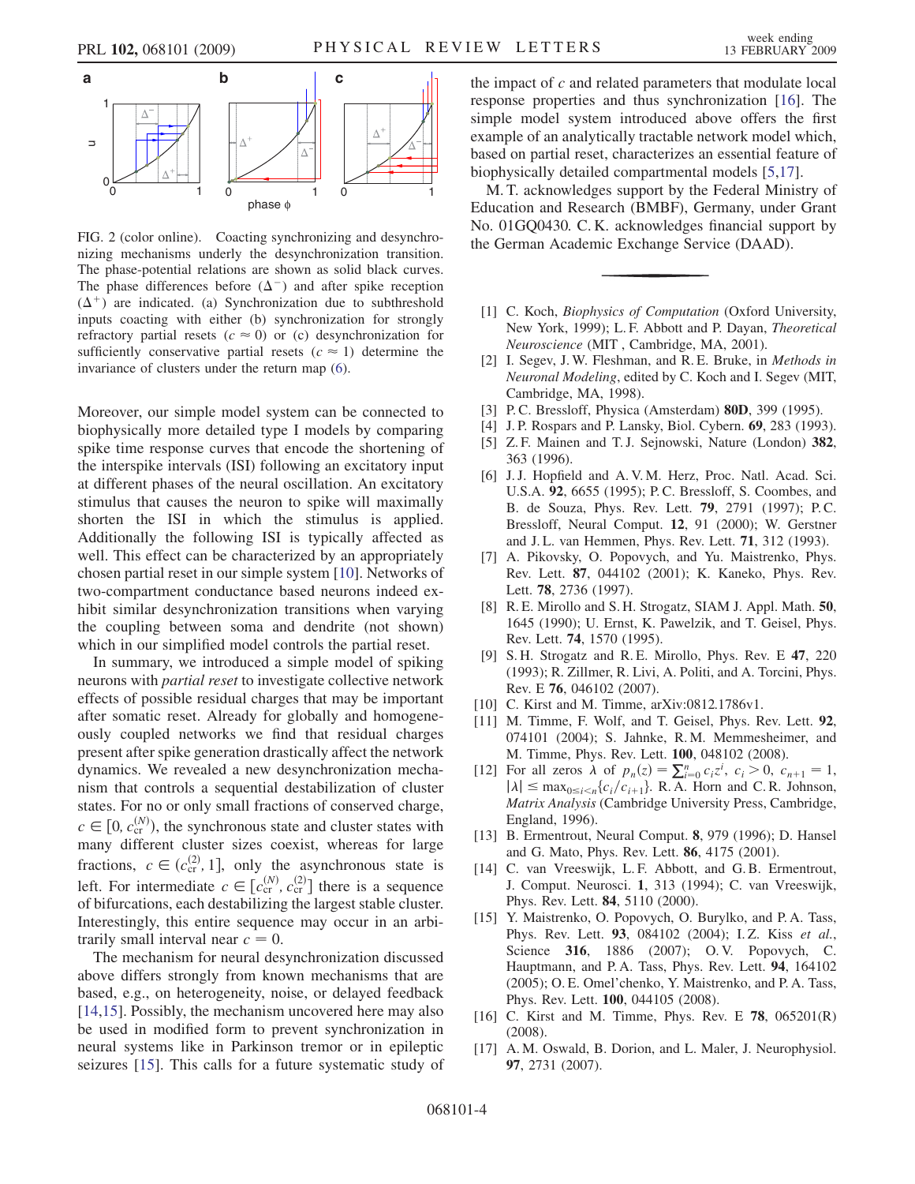a b c

1

u

0

0 1 0 1 0 1

phase $\phi$

$\Delta^-$ $\Delta^+$ $\Delta^+$ $\Delta^-$ $\Delta^+$ $\Delta^-$

FIG. 2 (color online). Coacting synchronizing and desynchronizing mechanisms underly the desynchronization transition. The phase-potential relations are shown as solid black curves. The phase differences before ($\Delta^-$) and after spike reception ($\Delta^+$) are indicated. (a) Synchronization due to subthreshold inputs coacting with either (b) synchronization for strongly refractory partial resets ($c \approx 0$) or (c) desynchronization for sufficiently conservative partial resets ($c \approx 1$) determine the invariance of clusters under the return map (6).

Moreover, our simple model system can be connected to biophysically more detailed type I models by comparing spike time response curves that encode the shortening of the interspike intervals (ISI) following an excitatory input at different phases of the neural oscillation. An excitatory stimulus that causes the neuron to spike will maximally shorten the ISI in which the stimulus is applied. Additionally the following ISI is typically affected as well. This effect can be characterized by an appropriately chosen partial reset in our simple system [10]. Networks of two-compartment conductance based neurons indeed exhibit similar desynchronization transitions when varying the coupling between soma and dendrite (not shown) which in our simplified model controls the partial reset.

In summary, we introduced a simple model of spiking neurons with *partial reset* to investigate collective network effects of possible residual charges that may be important after somatic reset. Already for globally and homogeneously coupled networks we find that residual charges present after spike generation drastically affect the network dynamics. We revealed a new desynchronization mechanism that controls a sequential destabilization of cluster states. For no or only small fractions of conserved charge, $c \in [0, c_{\rm cr}^{(N)})$, the synchronous state and cluster states with many different cluster sizes coexist, whereas for large fractions, $c \in (c_{\rm cr}^{(2)}, 1]$, only the asynchronous state is left. For intermediate $c \in [c_{\rm cr}^{(N)}, c_{\rm cr}^{(2)}]$ there is a sequence of bifurcations, each destabilizing the largest stable cluster. Interestingly, this entire sequence may occur in an arbitrarily small interval near $c = 0$.

The mechanism for neural desynchronization discussed above differs strongly from known mechanisms that are based, e.g., on heterogeneity, noise, or delayed feedback [14,15]. Possibly, the mechanism uncovered here may also be used in modified form to prevent synchronization in neural systems like in Parkinson tremor or in epileptic seizures [15]. This calls for a future systematic study of the impact of $c$ and related parameters that modulate local response properties and thus synchronization [16]. The simple model system introduced above offers the first example of an analytically tractable network model which, based on partial reset, characterizes an essential feature of biophysically detailed compartmental models [5,17].

M. T. acknowledges support by the Federal Ministry of Education and Research (BMBF), Germany, under Grant No. 01GQ0430. C. K. acknowledges financial support by the German Academic Exchange Service (DAAD).

---

[1] C. Koch, *Biophysics of Computation* (Oxford University, New York, 1999); L. F. Abbott and P. Dayan, *Theoretical Neuroscience* (MIT , Cambridge, MA, 2001).

[2] I. Segev, J. W. Fleshman, and R. E. Bruke, in *Methods in Neuronal Modeling*, edited by C. Koch and I. Segev (MIT, Cambridge, MA, 1998).

[3] P. C. Bressloff, Physica (Amsterdam) **80D**, 399 (1995).

[4] J. P. Rospars and P. Lansky, Biol. Cybern. **69**, 283 (1993).

[5] Z. F. Mainen and T. J. Sejnowski, Nature (London) **382**, 363 (1996).

[6] J. J. Hopfield and A. V. M. Herz, Proc. Natl. Acad. Sci. U.S.A. **92**, 6655 (1995); P. C. Bressloff, S. Coombes, and B. de Souza, Phys. Rev. Lett. **79**, 2791 (1997); P. C. Bressloff, Neural Comput. **12**, 91 (2000); W. Gerstner and J. L. van Hemmen, Phys. Rev. Lett. **71**, 312 (1993).

[7] A. Pikovsky, O. Popovych, and Yu. Maistrenko, Phys. Rev. Lett. **87**, 044102 (2001); K. Kaneko, Phys. Rev. Lett. **78**, 2736 (1997).

[8] R. E. Mirollo and S. H. Strogatz, SIAM J. Appl. Math. **50**, 1645 (1990); U. Ernst, K. Pawelzik, and T. Geisel, Phys. Rev. Lett. **74**, 1570 (1995).

[9] S. H. Strogatz and R. E. Mirollo, Phys. Rev. E **47**, 220 (1993); R. Zillmer, R. Livi, A. Politi, and A. Torcini, Phys. Rev. E **76**, 046102 (2007).

[10] C. Kirst and M. Timme, arXiv:0812.1786v1.

[11] M. Timme, F. Wolf, and T. Geisel, Phys. Rev. Lett. **92**, 074101 (2004); S. Jahnke, R. M. Memmesheimer, and M. Timme, Phys. Rev. Lett. **100**, 048102 (2008).

[12] For all zeros $\lambda$ of $p_n(z) = \sum_{i=0}^{n} c_i z^i$, $c_i > 0$, $c_{n+1} = 1$, $|\lambda| \leq \max_{0 \leq i < n}\{c_i / c_{i+1}\}$. R. A. Horn and C. R. Johnson, *Matrix Analysis* (Cambridge University Press, Cambridge, England, 1996).

[13] B. Ermentrout, Neural Comput. **8**, 979 (1996); D. Hansel and G. Mato, Phys. Rev. Lett. **86**, 4175 (2001).

[14] C. van Vreeswijk, L. F. Abbott, and G. B. Ermentrout, J. Comput. Neurosci. **1**, 313 (1994); C. van Vreeswijk, Phys. Rev. Lett. **84**, 5110 (2000).

[15] Y. Maistrenko, O. Popovych, O. Burylko, and P. A. Tass, Phys. Rev. Lett. **93**, 084102 (2004); I. Z. Kiss *et al.*, Science **316**, 1886 (2007); O. V. Popovych, C. Hauptmann, and P. A. Tass, Phys. Rev. Lett. **94**, 164102 (2005); O. E. Omel'chenko, Y. Maistrenko, and P. A. Tass, Phys. Rev. Lett. **100**, 044105 (2008).

[16] C. Kirst and M. Timme, Phys. Rev. E **78**, 065201(R) (2008).

[17] A. M. Oswald, B. Dorion, and L. Maler, J. Neurophysiol. **97**, 2731 (2007).